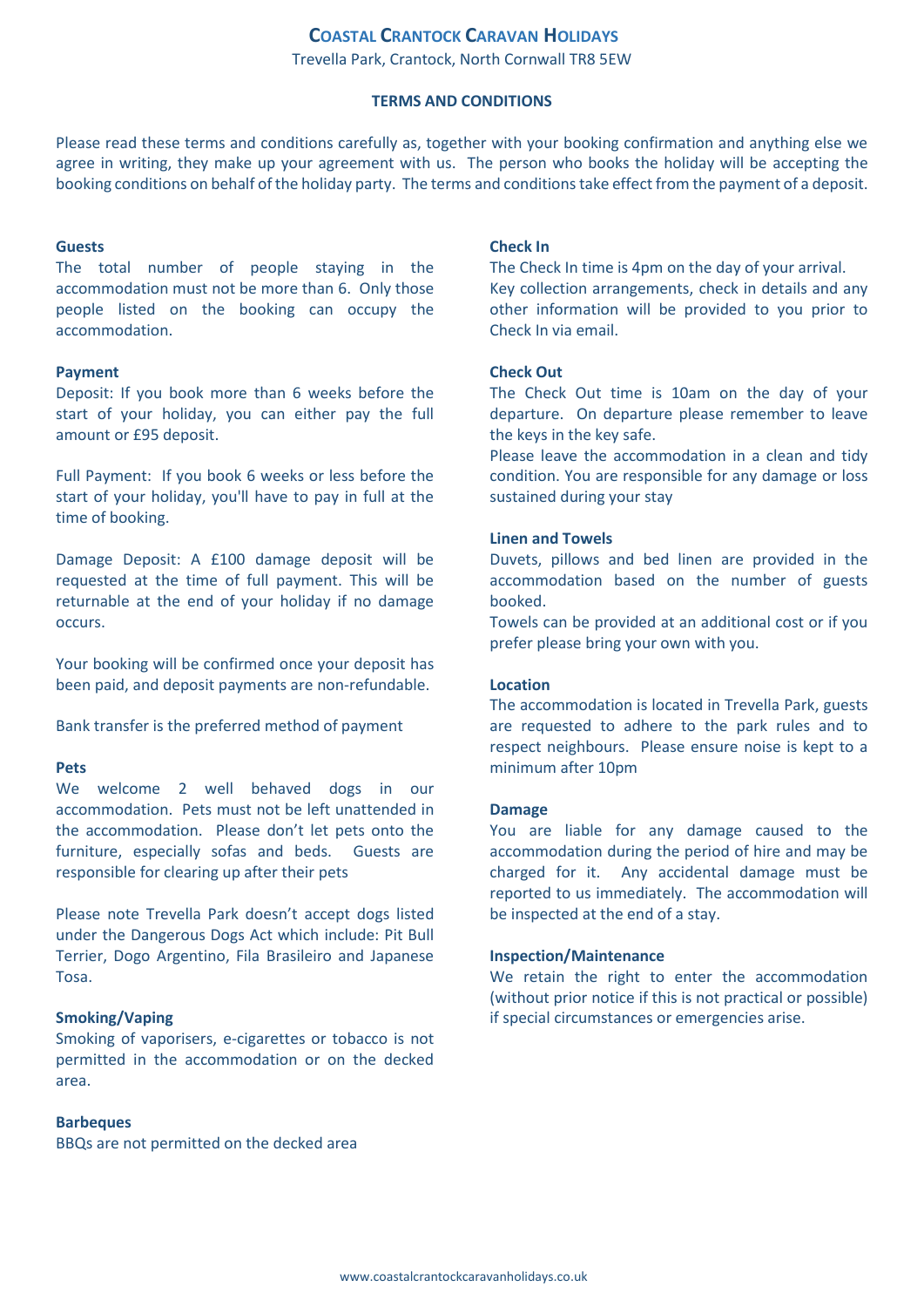# Coastal Crantock Caravan Holidays

Trevella Park, Crantock, North Cornwall TR8 5EW

## TERMS AND CONDITIONS

Please read these terms and conditions carefully as, together with your booking confirmation and anything else we agree in writing, they make up your agreement with us. The person who books the holiday will be accepting the booking conditions on behalf of the holiday party. The terms and conditions take effect from the payment of a deposit.

### Guests

The total number of people staying in the accommodation must not be more than 6. Only those people listed on the booking can occupy the accommodation.

### Payment

Deposit: If you book more than 6 weeks before the start of your holiday, you can either pay the full amount or £95 deposit.

Full Payment: If you book 6 weeks or less before the start of your holiday, you'll have to pay in full at the time of booking.

Damage Deposit: A £100 damage deposit will be requested at the time of full payment. This will be returnable at the end of your holiday if no damage occurs.

Your booking will be confirmed once your deposit has been paid, and deposit payments are non-refundable.

Bank transfer is the preferred method of payment

### Pets

We welcome 2 well behaved dogs in our accommodation. Pets must not be left unattended in the accommodation. Please don't let pets onto the furniture, especially sofas and beds. Guests are responsible for clearing up after their pets

Please note Trevella Park doesn't accept dogs listed under the Dangerous Dogs Act which include: Pit Bull Terrier, Dogo Argentino, Fila Brasileiro and Japanese Tosa.

### Smoking/Vaping

Smoking of vaporisers, e-cigarettes or tobacco is not permitted in the accommodation or on the decked area.

### Barbeques

BBQs are not permitted on the decked area

### Check In

The Check In time is 4pm on the day of your arrival.
Key collection arrangements, check in details and any other information will be provided to you prior to Check In via email.

### Check Out

The Check Out time is 10am on the day of your departure. On departure please remember to leave the keys in the key safe.
Please leave the accommodation in a clean and tidy condition. You are responsible for any damage or loss sustained during your stay

### Linen and Towels

Duvets, pillows and bed linen are provided in the accommodation based on the number of guests booked.
Towels can be provided at an additional cost or if you prefer please bring your own with you.

### Location

The accommodation is located in Trevella Park, guests are requested to adhere to the park rules and to respect neighbours. Please ensure noise is kept to a minimum after 10pm

### Damage

You are liable for any damage caused to the accommodation during the period of hire and may be charged for it. Any accidental damage must be reported to us immediately. The accommodation will be inspected at the end of a stay.

### Inspection/Maintenance

We retain the right to enter the accommodation (without prior notice if this is not practical or possible) if special circumstances or emergencies arise.

www.coastalcrantockcaravanholidays.co.uk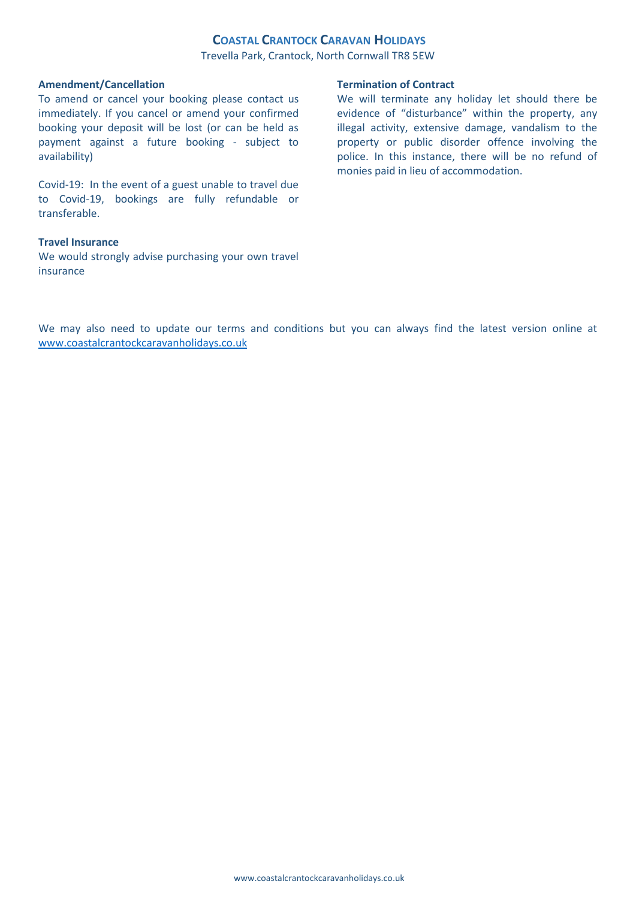# Coastal Crantock Caravan Holidays

Trevella Park, Crantock, North Cornwall TR8 5EW

**Amendment/Cancellation**

To amend or cancel your booking please contact us immediately. If you cancel or amend your confirmed booking your deposit will be lost (or can be held as payment against a future booking - subject to availability)

Covid-19: In the event of a guest unable to travel due to Covid-19, bookings are fully refundable or transferable.

**Travel Insurance**

We would strongly advise purchasing your own travel insurance

**Termination of Contract**

We will terminate any holiday let should there be evidence of "disturbance" within the property, any illegal activity, extensive damage, vandalism to the property or public disorder offence involving the police. In this instance, there will be no refund of monies paid in lieu of accommodation.

We may also need to update our terms and conditions but you can always find the latest version online at [www.coastalcrantockcaravanholidays.co.uk](http://www.coastalcrantockcaravanholidays.co.uk)